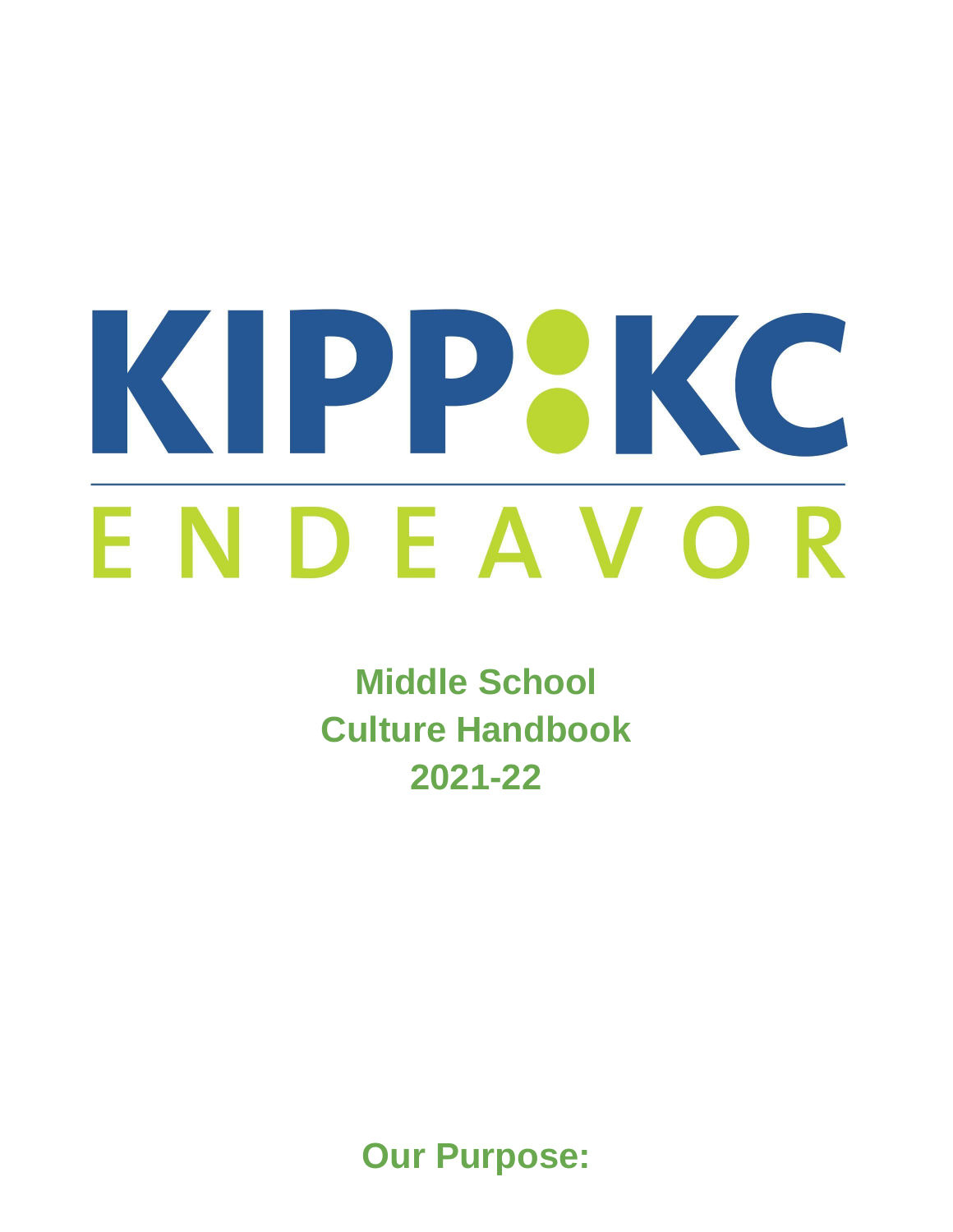# KIPP KC

## ENDEAVOR

**Middle School**
**Culture Handbook**
**2021-22**

**Our Purpose:**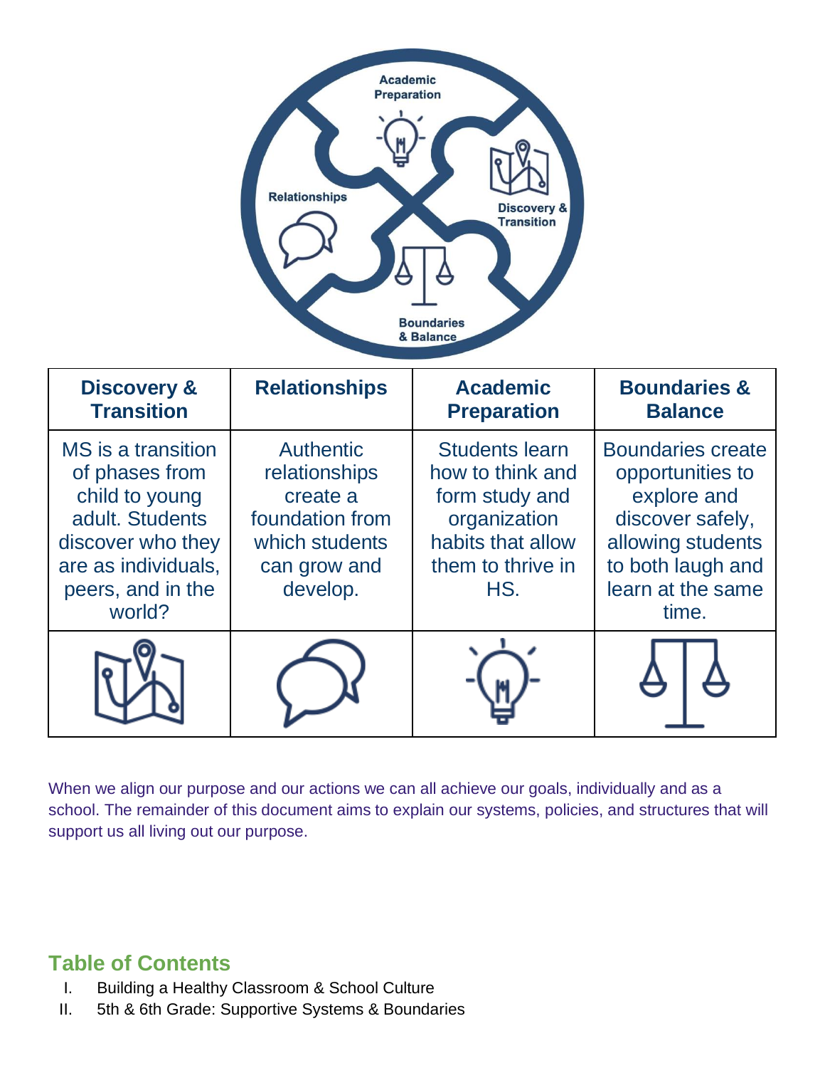| Discovery & Transition | Relationships | Academic Preparation | Boundaries & Balance |
|---|---|---|---|
| MS is a transition of phases from child to young adult. Students discover who they are as individuals, peers, and in the world? | Authentic relationships create a foundation from which students can grow and develop. | Students learn how to think and form study and organization habits that allow them to thrive in HS. | Boundaries create opportunities to explore and discover safely, allowing students to both laugh and learn at the same time. |

When we align our purpose and our actions we can all achieve our goals, individually and as a school. The remainder of this document aims to explain our systems, policies, and structures that will support us all living out our purpose.

## Table of Contents

I. Building a Healthy Classroom & School Culture
II. 5th & 6th Grade: Supportive Systems & Boundaries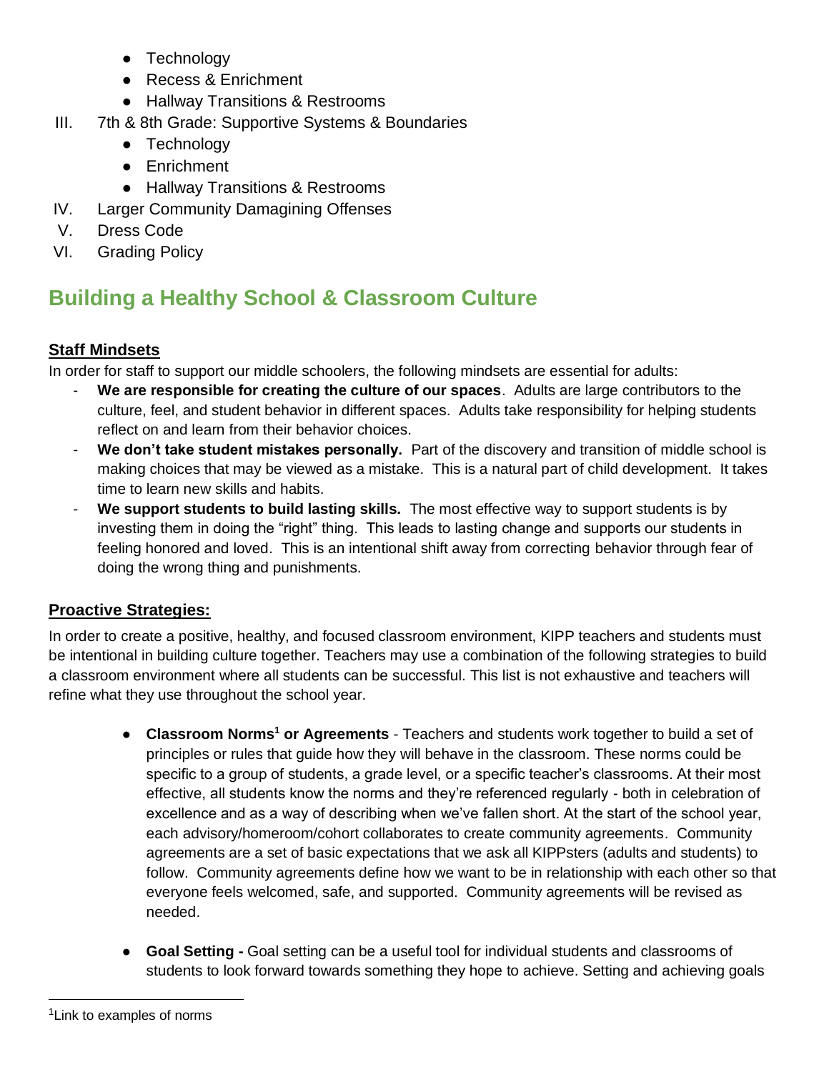- Technology
- Recess & Enrichment
- Hallway Transitions & Restrooms

III. 7th & 8th Grade: Supportive Systems & Boundaries

- Technology
- Enrichment
- Hallway Transitions & Restrooms

IV. Larger Community Damagining Offenses

V. Dress Code

VI. Grading Policy

## Building a Healthy School & Classroom Culture

### Staff Mindsets

In order for staff to support our middle schoolers, the following mindsets are essential for adults:

- **We are responsible for creating the culture of our spaces**. Adults are large contributors to the culture, feel, and student behavior in different spaces. Adults take responsibility for helping students reflect on and learn from their behavior choices.
- **We don't take student mistakes personally.** Part of the discovery and transition of middle school is making choices that may be viewed as a mistake. This is a natural part of child development. It takes time to learn new skills and habits.
- **We support students to build lasting skills.** The most effective way to support students is by investing them in doing the "right" thing. This leads to lasting change and supports our students in feeling honored and loved. This is an intentional shift away from correcting behavior through fear of doing the wrong thing and punishments.

### Proactive Strategies:

In order to create a positive, healthy, and focused classroom environment, KIPP teachers and students must be intentional in building culture together. Teachers may use a combination of the following strategies to build a classroom environment where all students can be successful. This list is not exhaustive and teachers will refine what they use throughout the school year.

- **Classroom Norms[1] or Agreements** - Teachers and students work together to build a set of principles or rules that guide how they will behave in the classroom. These norms could be specific to a group of students, a grade level, or a specific teacher's classrooms. At their most effective, all students know the norms and they're referenced regularly - both in celebration of excellence and as a way of describing when we've fallen short. At the start of the school year, each advisory/homeroom/cohort collaborates to create community agreements. Community agreements are a set of basic expectations that we ask all KIPPsters (adults and students) to follow. Community agreements define how we want to be in relationship with each other so that everyone feels welcomed, safe, and supported. Community agreements will be revised as needed.

- **Goal Setting -** Goal setting can be a useful tool for individual students and classrooms of students to look forward towards something they hope to achieve. Setting and achieving goals

[1] Link to examples of norms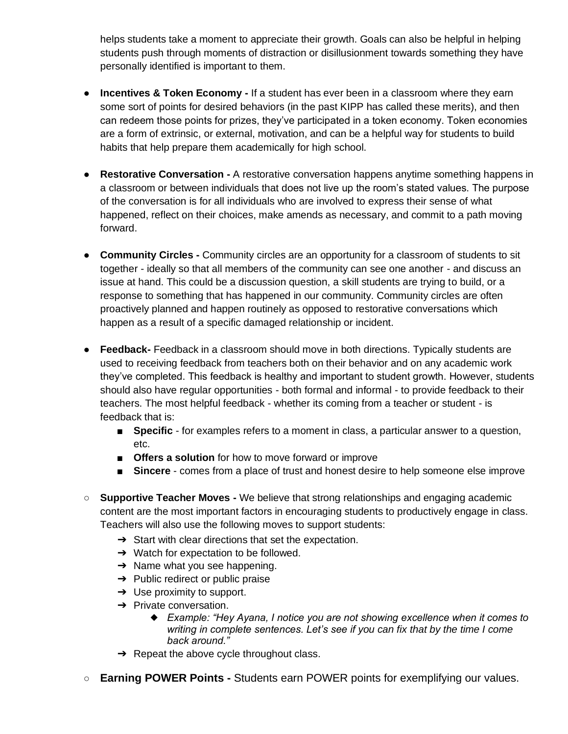helps students take a moment to appreciate their growth. Goals can also be helpful in helping students push through moments of distraction or disillusionment towards something they have personally identified is important to them.

- **Incentives & Token Economy -** If a student has ever been in a classroom where they earn some sort of points for desired behaviors (in the past KIPP has called these merits), and then can redeem those points for prizes, they've participated in a token economy. Token economies are a form of extrinsic, or external, motivation, and can be a helpful way for students to build habits that help prepare them academically for high school.

- **Restorative Conversation -** A restorative conversation happens anytime something happens in a classroom or between individuals that does not live up the room's stated values. The purpose of the conversation is for all individuals who are involved to express their sense of what happened, reflect on their choices, make amends as necessary, and commit to a path moving forward.

- **Community Circles -** Community circles are an opportunity for a classroom of students to sit together - ideally so that all members of the community can see one another - and discuss an issue at hand. This could be a discussion question, a skill students are trying to build, or a response to something that has happened in our community. Community circles are often proactively planned and happen routinely as opposed to restorative conversations which happen as a result of a specific damaged relationship or incident.

- **Feedback-** Feedback in a classroom should move in both directions. Typically students are used to receiving feedback from teachers both on their behavior and on any academic work they've completed. This feedback is healthy and important to student growth. However, students should also have regular opportunities - both formal and informal - to provide feedback to their teachers. The most helpful feedback - whether its coming from a teacher or student - is feedback that is:
  - **Specific** - for examples refers to a moment in class, a particular answer to a question, etc.
  - **Offers a solution** for how to move forward or improve
  - **Sincere** - comes from a place of trust and honest desire to help someone else improve

- **Supportive Teacher Moves -** We believe that strong relationships and engaging academic content are the most important factors in encouraging students to productively engage in class. Teachers will also use the following moves to support students:
  - Start with clear directions that set the expectation.
  - Watch for expectation to be followed.
  - Name what you see happening.
  - Public redirect or public praise
  - Use proximity to support.
  - Private conversation.
    - *Example: "Hey Ayana, I notice you are not showing excellence when it comes to writing in complete sentences. Let's see if you can fix that by the time I come back around."*
  - Repeat the above cycle throughout class.

- **Earning POWER Points -** Students earn POWER points for exemplifying our values.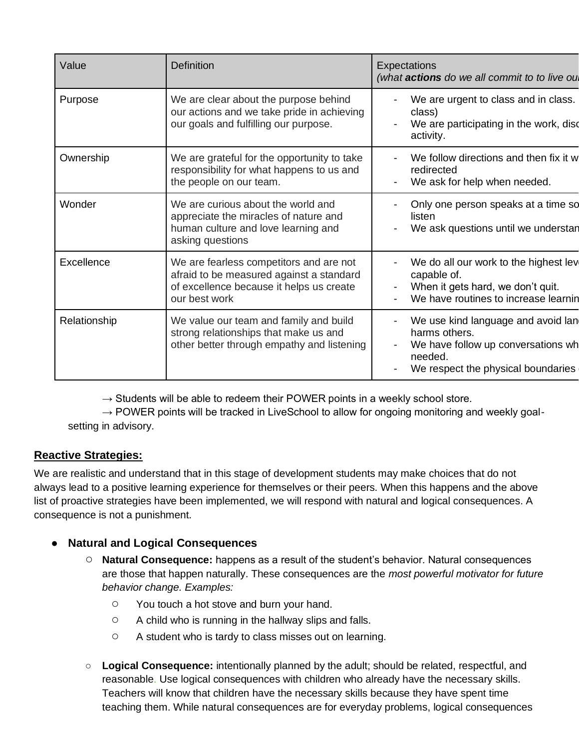| Value | Definition | Expectations *(what **actions** do we all commit to to live ou* |
|---|---|---|
| Purpose | We are clear about the purpose behind our actions and we take pride in achieving our goals and fulfilling our purpose. | - We are urgent to class and in class. class)<br>- We are participating in the work, disc activity. |
| Ownership | We are grateful for the opportunity to take responsibility for what happens to us and the people on our team. | - We follow directions and then fix it w redirected<br>- We ask for help when needed. |
| Wonder | We are curious about the world and appreciate the miracles of nature and human culture and love learning and asking questions | - Only one person speaks at a time so listen<br>- We ask questions until we understan |
| Excellence | We are fearless competitors and are not afraid to be measured against a standard of excellence because it helps us create our best work | - We do all our work to the highest lev capable of.<br>- When it gets hard, we don't quit.<br>- We have routines to increase learnin |
| Relationship | We value our team and family and build strong relationships that make us and other better through empathy and listening | - We use kind language and avoid lan harms others.<br>- We have follow up conversations wh needed.<br>- We respect the physical boundaries |

→ Students will be able to redeem their POWER points in a weekly school store.

→ POWER points will be tracked in LiveSchool to allow for ongoing monitoring and weekly goal-setting in advisory.

## Reactive Strategies:

We are realistic and understand that in this stage of development students may make choices that do not always lead to a positive learning experience for themselves or their peers. When this happens and the above list of proactive strategies have been implemented, we will respond with natural and logical consequences. A consequence is not a punishment.

- **Natural and Logical Consequences**
    - **Natural Consequence:** happens as a result of the student's behavior. Natural consequences are those that happen naturally. These consequences are the *most powerful motivator for future behavior change. Examples:*
        - You touch a hot stove and burn your hand.
        - A child who is running in the hallway slips and falls.
        - A student who is tardy to class misses out on learning.
    - **Logical Consequence:** intentionally planned by the adult; should be related, respectful, and reasonable. Use logical consequences with children who already have the necessary skills. Teachers will know that children have the necessary skills because they have spent time teaching them. While natural consequences are for everyday problems, logical consequences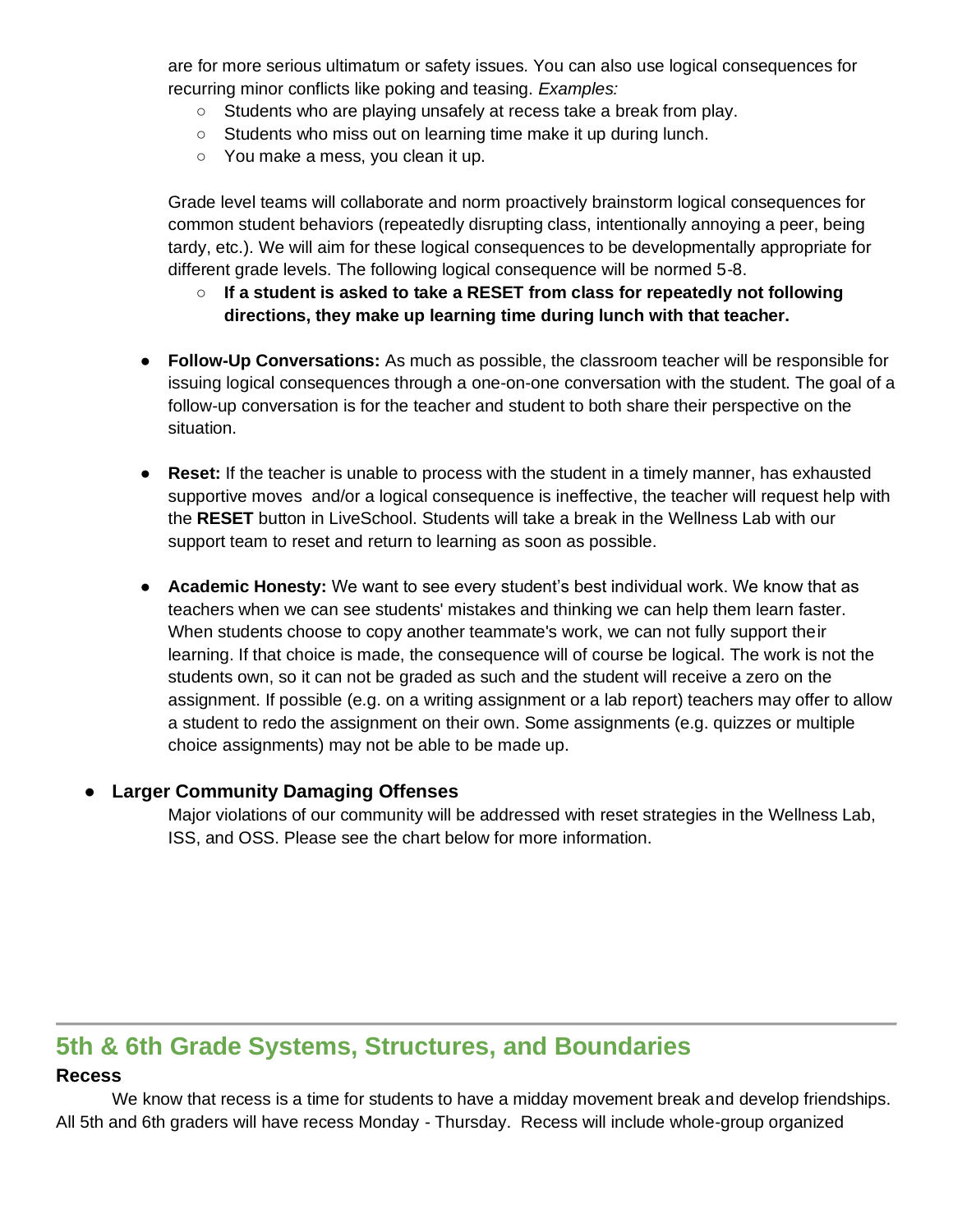are for more serious ultimatum or safety issues. You can also use logical consequences for recurring minor conflicts like poking and teasing. *Examples:*

- Students who are playing unsafely at recess take a break from play.
- Students who miss out on learning time make it up during lunch.
- You make a mess, you clean it up.

Grade level teams will collaborate and norm proactively brainstorm logical consequences for common student behaviors (repeatedly disrupting class, intentionally annoying a peer, being tardy, etc.). We will aim for these logical consequences to be developmentally appropriate for different grade levels. The following logical consequence will be normed 5-8.

- **If a student is asked to take a RESET from class for repeatedly not following directions, they make up learning time during lunch with that teacher.**

- **Follow-Up Conversations:** As much as possible, the classroom teacher will be responsible for issuing logical consequences through a one-on-one conversation with the student. The goal of a follow-up conversation is for the teacher and student to both share their perspective on the situation.

- **Reset:** If the teacher is unable to process with the student in a timely manner, has exhausted supportive moves and/or a logical consequence is ineffective, the teacher will request help with the **RESET** button in LiveSchool. Students will take a break in the Wellness Lab with our support team to reset and return to learning as soon as possible.

- **Academic Honesty:** We want to see every student's best individual work. We know that as teachers when we can see students' mistakes and thinking we can help them learn faster. When students choose to copy another teammate's work, we can not fully support their learning. If that choice is made, the consequence will of course be logical. The work is not the students own, so it can not be graded as such and the student will receive a zero on the assignment. If possible (e.g. on a writing assignment or a lab report) teachers may offer to allow a student to redo the assignment on their own. Some assignments (e.g. quizzes or multiple choice assignments) may not be able to be made up.

- **Larger Community Damaging Offenses**

  Major violations of our community will be addressed with reset strategies in the Wellness Lab, ISS, and OSS. Please see the chart below for more information.

## 5th & 6th Grade Systems, Structures, and Boundaries

### Recess

We know that recess is a time for students to have a midday movement break and develop friendships. All 5th and 6th graders will have recess Monday - Thursday. Recess will include whole-group organized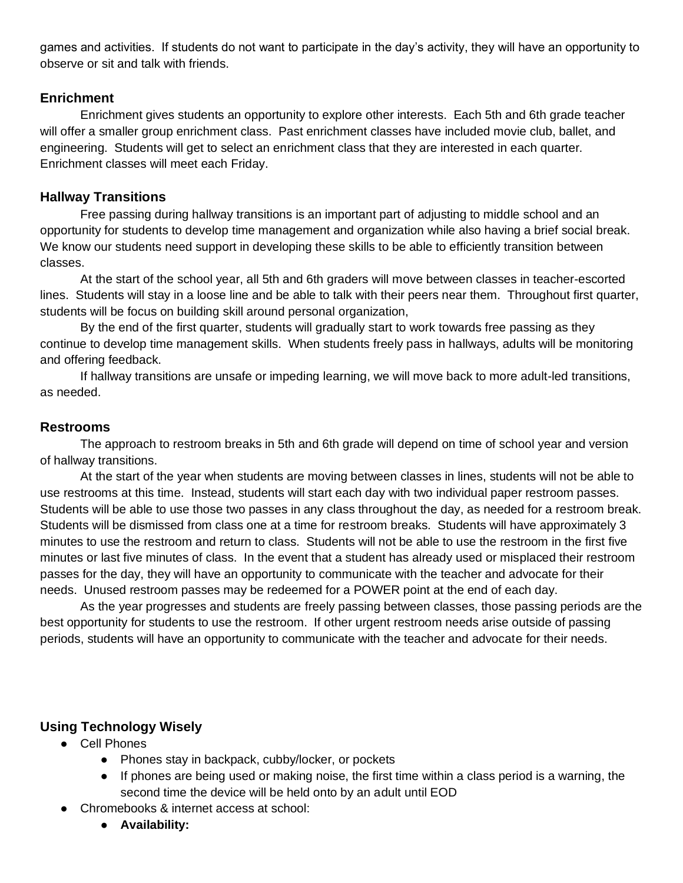games and activities. If students do not want to participate in the day's activity, they will have an opportunity to observe or sit and talk with friends.

### Enrichment

Enrichment gives students an opportunity to explore other interests. Each 5th and 6th grade teacher will offer a smaller group enrichment class. Past enrichment classes have included movie club, ballet, and engineering. Students will get to select an enrichment class that they are interested in each quarter. Enrichment classes will meet each Friday.

### Hallway Transitions

Free passing during hallway transitions is an important part of adjusting to middle school and an opportunity for students to develop time management and organization while also having a brief social break. We know our students need support in developing these skills to be able to efficiently transition between classes.

At the start of the school year, all 5th and 6th graders will move between classes in teacher-escorted lines. Students will stay in a loose line and be able to talk with their peers near them. Throughout first quarter, students will be focus on building skill around personal organization,

By the end of the first quarter, students will gradually start to work towards free passing as they continue to develop time management skills. When students freely pass in hallways, adults will be monitoring and offering feedback.

If hallway transitions are unsafe or impeding learning, we will move back to more adult-led transitions, as needed.

### Restrooms

The approach to restroom breaks in 5th and 6th grade will depend on time of school year and version of hallway transitions.

At the start of the year when students are moving between classes in lines, students will not be able to use restrooms at this time. Instead, students will start each day with two individual paper restroom passes. Students will be able to use those two passes in any class throughout the day, as needed for a restroom break. Students will be dismissed from class one at a time for restroom breaks. Students will have approximately 3 minutes to use the restroom and return to class. Students will not be able to use the restroom in the first five minutes or last five minutes of class. In the event that a student has already used or misplaced their restroom passes for the day, they will have an opportunity to communicate with the teacher and advocate for their needs. Unused restroom passes may be redeemed for a POWER point at the end of each day.

As the year progresses and students are freely passing between classes, those passing periods are the best opportunity for students to use the restroom. If other urgent restroom needs arise outside of passing periods, students will have an opportunity to communicate with the teacher and advocate for their needs.

### Using Technology Wisely

- Cell Phones
  - Phones stay in backpack, cubby/locker, or pockets
  - If phones are being used or making noise, the first time within a class period is a warning, the second time the device will be held onto by an adult until EOD
- Chromebooks & internet access at school:
  - **Availability:**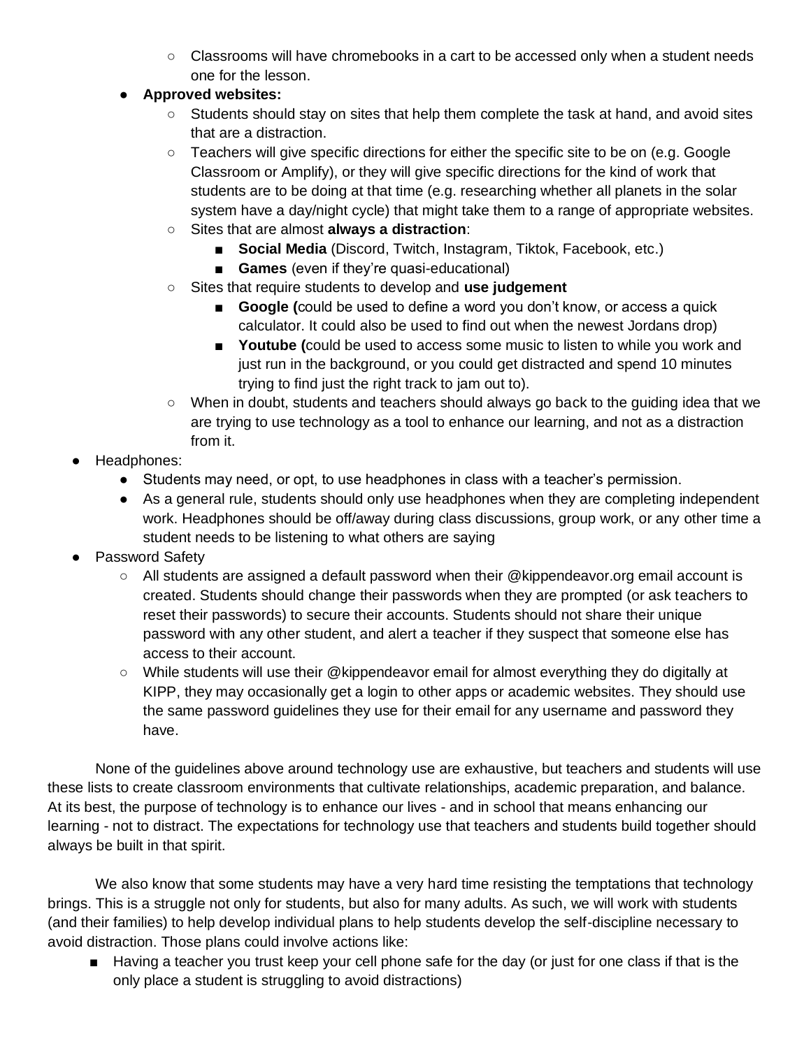- Classrooms will have chromebooks in a cart to be accessed only when a student needs one for the lesson.
  - **Approved websites:**
    - Students should stay on sites that help them complete the task at hand, and avoid sites that are a distraction.
    - Teachers will give specific directions for either the specific site to be on (e.g. Google Classroom or Amplify), or they will give specific directions for the kind of work that students are to be doing at that time (e.g. researching whether all planets in the solar system have a day/night cycle) that might take them to a range of appropriate websites.
    - Sites that are almost **always a distraction**:
      - **Social Media** (Discord, Twitch, Instagram, Tiktok, Facebook, etc.)
      - **Games** (even if they're quasi-educational)
    - Sites that require students to develop and **use judgement**
      - **Google (**could be used to define a word you don't know, or access a quick calculator. It could also be used to find out when the newest Jordans drop)
      - **Youtube (**could be used to access some music to listen to while you work and just run in the background, or you could get distracted and spend 10 minutes trying to find just the right track to jam out to).
    - When in doubt, students and teachers should always go back to the guiding idea that we are trying to use technology as a tool to enhance our learning, and not as a distraction from it.
- Headphones:
  - Students may need, or opt, to use headphones in class with a teacher's permission.
  - As a general rule, students should only use headphones when they are completing independent work. Headphones should be off/away during class discussions, group work, or any other time a student needs to be listening to what others are saying
- Password Safety
  - All students are assigned a default password when their @kippendeavor.org email account is created. Students should change their passwords when they are prompted (or ask teachers to reset their passwords) to secure their accounts. Students should not share their unique password with any other student, and alert a teacher if they suspect that someone else has access to their account.
  - While students will use their @kippendeavor email for almost everything they do digitally at KIPP, they may occasionally get a login to other apps or academic websites. They should use the same password guidelines they use for their email for any username and password they have.

None of the guidelines above around technology use are exhaustive, but teachers and students will use these lists to create classroom environments that cultivate relationships, academic preparation, and balance. At its best, the purpose of technology is to enhance our lives - and in school that means enhancing our learning - not to distract. The expectations for technology use that teachers and students build together should always be built in that spirit.

We also know that some students may have a very hard time resisting the temptations that technology brings. This is a struggle not only for students, but also for many adults. As such, we will work with students (and their families) to help develop individual plans to help students develop the self-discipline necessary to avoid distraction. Those plans could involve actions like:

- Having a teacher you trust keep your cell phone safe for the day (or just for one class if that is the only place a student is struggling to avoid distractions)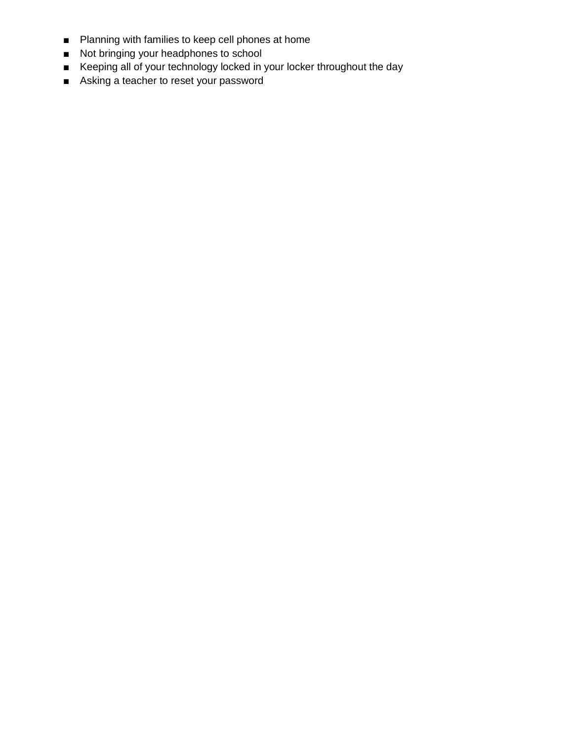- Planning with families to keep cell phones at home
- Not bringing your headphones to school
- Keeping all of your technology locked in your locker throughout the day
- Asking a teacher to reset your password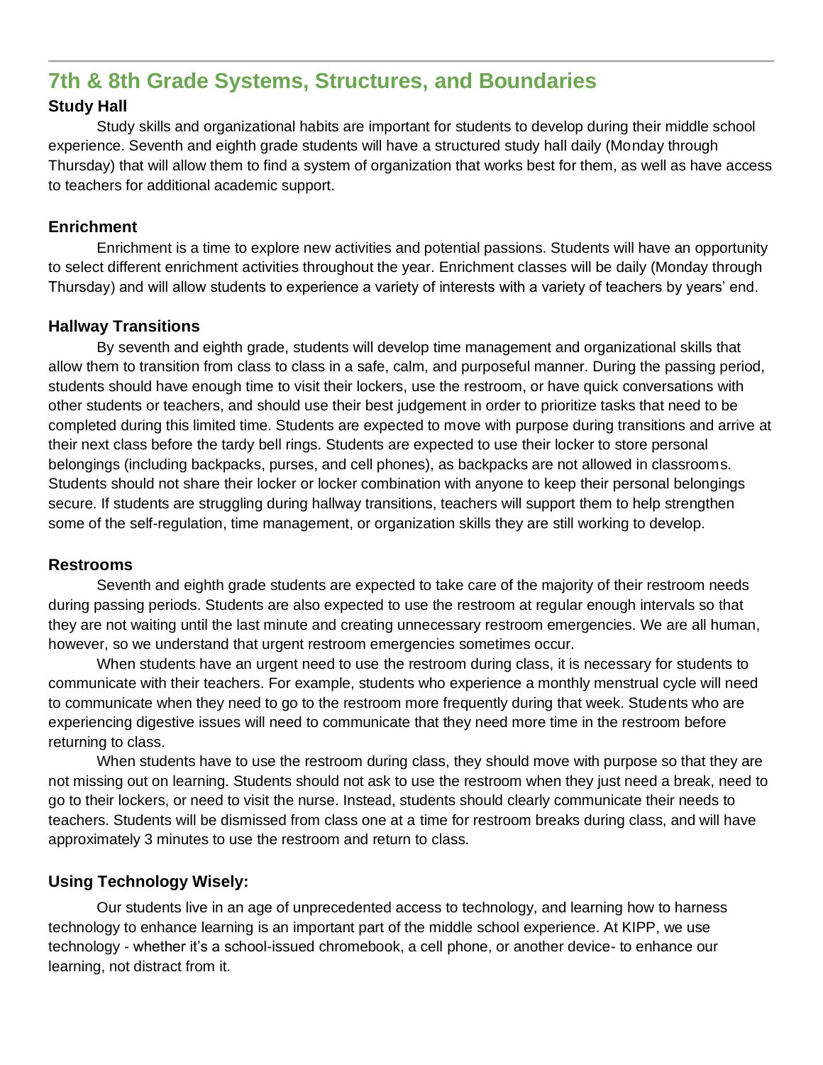## 7th & 8th Grade Systems, Structures, and Boundaries

### Study Hall

Study skills and organizational habits are important for students to develop during their middle school experience. Seventh and eighth grade students will have a structured study hall daily (Monday through Thursday) that will allow them to find a system of organization that works best for them, as well as have access to teachers for additional academic support.

### Enrichment

Enrichment is a time to explore new activities and potential passions. Students will have an opportunity to select different enrichment activities throughout the year. Enrichment classes will be daily (Monday through Thursday) and will allow students to experience a variety of interests with a variety of teachers by years' end.

### Hallway Transitions

By seventh and eighth grade, students will develop time management and organizational skills that allow them to transition from class to class in a safe, calm, and purposeful manner. During the passing period, students should have enough time to visit their lockers, use the restroom, or have quick conversations with other students or teachers, and should use their best judgement in order to prioritize tasks that need to be completed during this limited time. Students are expected to move with purpose during transitions and arrive at their next class before the tardy bell rings. Students are expected to use their locker to store personal belongings (including backpacks, purses, and cell phones), as backpacks are not allowed in classrooms. Students should not share their locker or locker combination with anyone to keep their personal belongings secure. If students are struggling during hallway transitions, teachers will support them to help strengthen some of the self-regulation, time management, or organization skills they are still working to develop.

### Restrooms

Seventh and eighth grade students are expected to take care of the majority of their restroom needs during passing periods. Students are also expected to use the restroom at regular enough intervals so that they are not waiting until the last minute and creating unnecessary restroom emergencies. We are all human, however, so we understand that urgent restroom emergencies sometimes occur.

When students have an urgent need to use the restroom during class, it is necessary for students to communicate with their teachers. For example, students who experience a monthly menstrual cycle will need to communicate when they need to go to the restroom more frequently during that week. Students who are experiencing digestive issues will need to communicate that they need more time in the restroom before returning to class.

When students have to use the restroom during class, they should move with purpose so that they are not missing out on learning. Students should not ask to use the restroom when they just need a break, need to go to their lockers, or need to visit the nurse. Instead, students should clearly communicate their needs to teachers. Students will be dismissed from class one at a time for restroom breaks during class, and will have approximately 3 minutes to use the restroom and return to class.

### Using Technology Wisely:

Our students live in an age of unprecedented access to technology, and learning how to harness technology to enhance learning is an important part of the middle school experience. At KIPP, we use technology - whether it's a school-issued chromebook, a cell phone, or another device- to enhance our learning, not distract from it.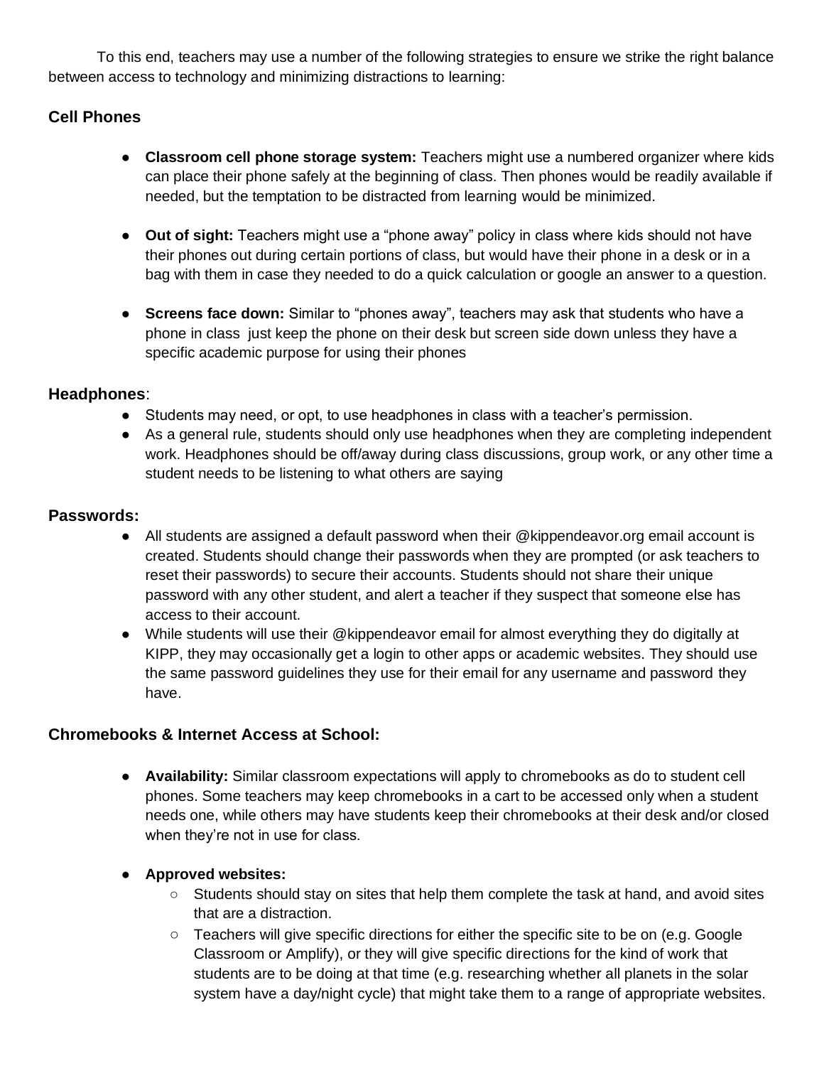To this end, teachers may use a number of the following strategies to ensure we strike the right balance between access to technology and minimizing distractions to learning:

### Cell Phones

- **Classroom cell phone storage system:** Teachers might use a numbered organizer where kids can place their phone safely at the beginning of class. Then phones would be readily available if needed, but the temptation to be distracted from learning would be minimized.

- **Out of sight:** Teachers might use a "phone away" policy in class where kids should not have their phones out during certain portions of class, but would have their phone in a desk or in a bag with them in case they needed to do a quick calculation or google an answer to a question.

- **Screens face down:** Similar to "phones away", teachers may ask that students who have a phone in class just keep the phone on their desk but screen side down unless they have a specific academic purpose for using their phones

### Headphones:

- Students may need, or opt, to use headphones in class with a teacher's permission.
- As a general rule, students should only use headphones when they are completing independent work. Headphones should be off/away during class discussions, group work, or any other time a student needs to be listening to what others are saying

### Passwords:

- All students are assigned a default password when their @kippendeavor.org email account is created. Students should change their passwords when they are prompted (or ask teachers to reset their passwords) to secure their accounts. Students should not share their unique password with any other student, and alert a teacher if they suspect that someone else has access to their account.
- While students will use their @kippendeavor email for almost everything they do digitally at KIPP, they may occasionally get a login to other apps or academic websites. They should use the same password guidelines they use for their email for any username and password they have.

### Chromebooks & Internet Access at School:

- **Availability:** Similar classroom expectations will apply to chromebooks as do to student cell phones. Some teachers may keep chromebooks in a cart to be accessed only when a student needs one, while others may have students keep their chromebooks at their desk and/or closed when they're not in use for class.

- **Approved websites:**
  - Students should stay on sites that help them complete the task at hand, and avoid sites that are a distraction.
  - Teachers will give specific directions for either the specific site to be on (e.g. Google Classroom or Amplify), or they will give specific directions for the kind of work that students are to be doing at that time (e.g. researching whether all planets in the solar system have a day/night cycle) that might take them to a range of appropriate websites.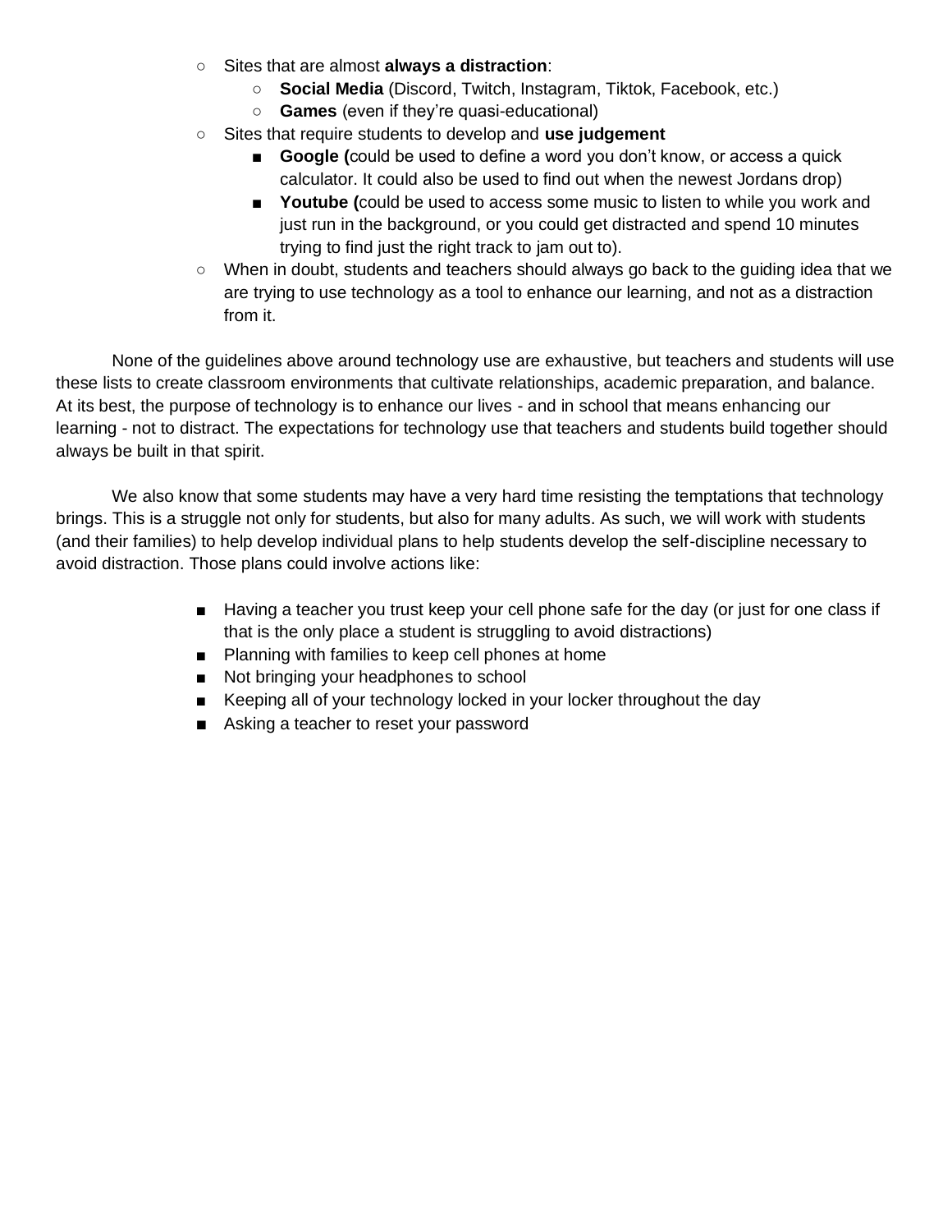- Sites that are almost **always a distraction**:
  - **Social Media** (Discord, Twitch, Instagram, Tiktok, Facebook, etc.)
  - **Games** (even if they're quasi-educational)
- Sites that require students to develop and **use judgement**
  - **Google (**could be used to define a word you don't know, or access a quick calculator. It could also be used to find out when the newest Jordans drop)
  - **Youtube (**could be used to access some music to listen to while you work and just run in the background, or you could get distracted and spend 10 minutes trying to find just the right track to jam out to).
- When in doubt, students and teachers should always go back to the guiding idea that we are trying to use technology as a tool to enhance our learning, and not as a distraction from it.

None of the guidelines above around technology use are exhaustive, but teachers and students will use these lists to create classroom environments that cultivate relationships, academic preparation, and balance. At its best, the purpose of technology is to enhance our lives - and in school that means enhancing our learning - not to distract. The expectations for technology use that teachers and students build together should always be built in that spirit.

We also know that some students may have a very hard time resisting the temptations that technology brings. This is a struggle not only for students, but also for many adults. As such, we will work with students (and their families) to help develop individual plans to help students develop the self-discipline necessary to avoid distraction. Those plans could involve actions like:

- Having a teacher you trust keep your cell phone safe for the day (or just for one class if that is the only place a student is struggling to avoid distractions)
- Planning with families to keep cell phones at home
- Not bringing your headphones to school
- Keeping all of your technology locked in your locker throughout the day
- Asking a teacher to reset your password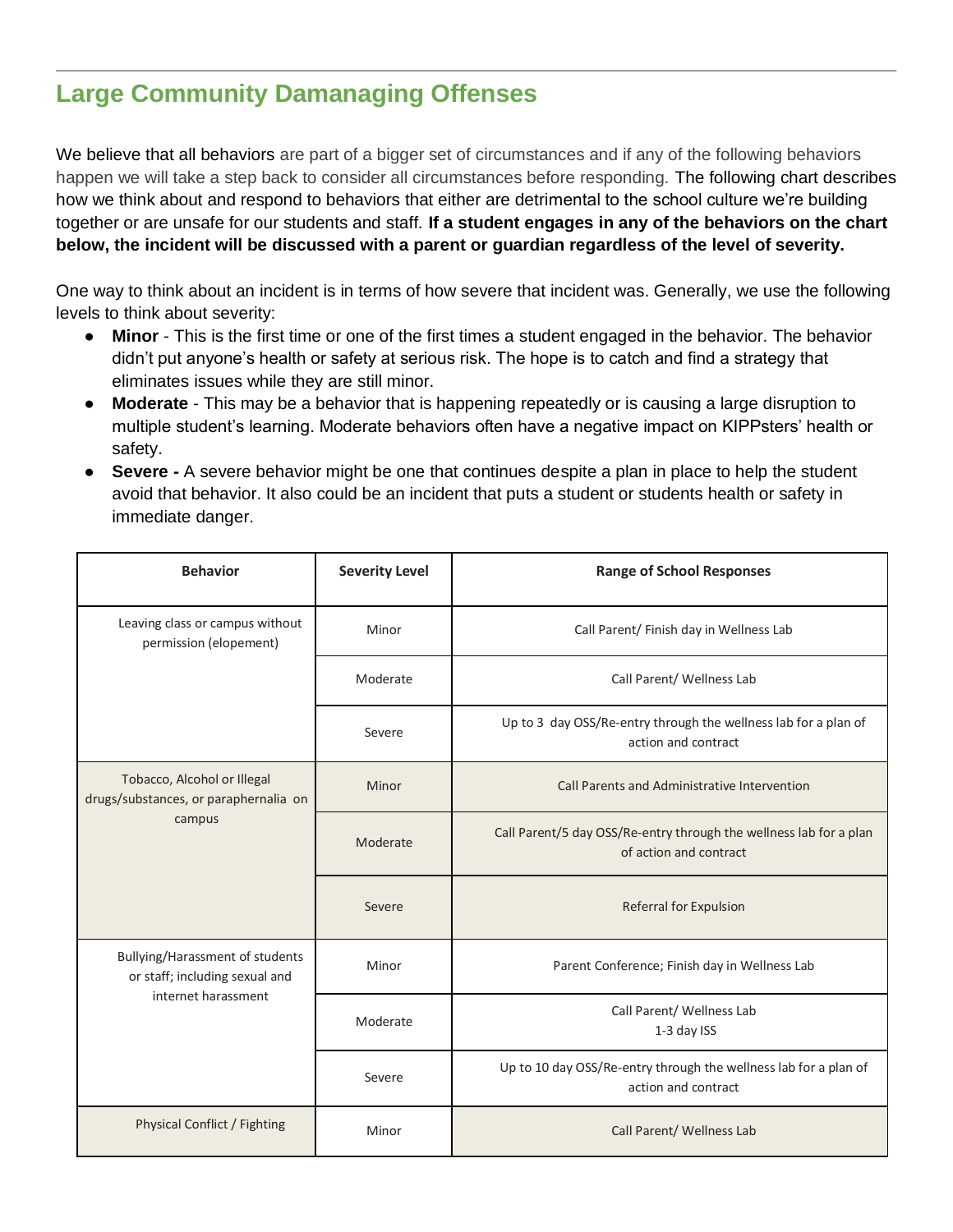## Large Community Damanaging Offenses

We believe that all behaviors are part of a bigger set of circumstances and if any of the following behaviors happen we will take a step back to consider all circumstances before responding. The following chart describes how we think about and respond to behaviors that either are detrimental to the school culture we're building together or are unsafe for our students and staff. **If a student engages in any of the behaviors on the chart below, the incident will be discussed with a parent or guardian regardless of the level of severity.**

One way to think about an incident is in terms of how severe that incident was. Generally, we use the following levels to think about severity:

- **Minor** - This is the first time or one of the first times a student engaged in the behavior. The behavior didn't put anyone's health or safety at serious risk. The hope is to catch and find a strategy that eliminates issues while they are still minor.
- **Moderate** - This may be a behavior that is happening repeatedly or is causing a large disruption to multiple student's learning. Moderate behaviors often have a negative impact on KIPPsters' health or safety.
- **Severe -** A severe behavior might be one that continues despite a plan in place to help the student avoid that behavior. It also could be an incident that puts a student or students health or safety in immediate danger.

| Behavior | Severity Level | Range of School Responses |
|---|---|---|
| Leaving class or campus without permission (elopement) | Minor | Call Parent/ Finish day in Wellness Lab |
| | Moderate | Call Parent/ Wellness Lab |
| | Severe | Up to 3 day OSS/Re-entry through the wellness lab for a plan of action and contract |
| Tobacco, Alcohol or Illegal drugs/substances, or paraphernalia on campus | Minor | Call Parents and Administrative Intervention |
| | Moderate | Call Parent/5 day OSS/Re-entry through the wellness lab for a plan of action and contract |
| | Severe | Referral for Expulsion |
| Bullying/Harassment of students or staff; including sexual and internet harassment | Minor | Parent Conference; Finish day in Wellness Lab |
| | Moderate | Call Parent/ Wellness Lab<br>1-3 day ISS |
| | Severe | Up to 10 day OSS/Re-entry through the wellness lab for a plan of action and contract |
| Physical Conflict / Fighting | Minor | Call Parent/ Wellness Lab |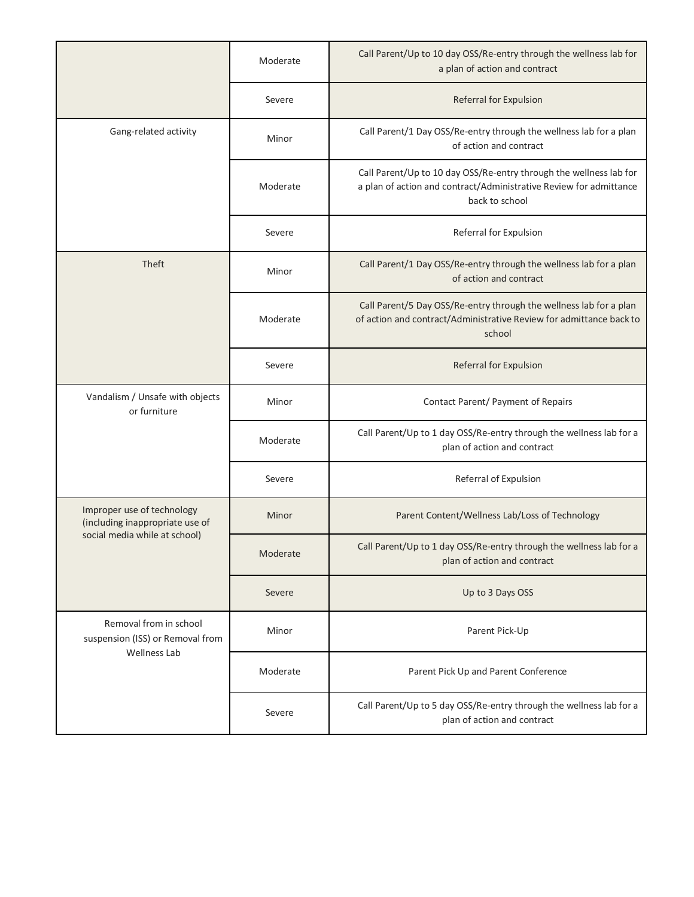| | | |
|---|---|---|
| | Moderate | Call Parent/Up to 10 day OSS/Re-entry through the wellness lab for a plan of action and contract |
| | Severe | Referral for Expulsion |
| Gang-related activity | Minor | Call Parent/1 Day OSS/Re-entry through the wellness lab for a plan of action and contract |
| | Moderate | Call Parent/Up to 10 day OSS/Re-entry through the wellness lab for a plan of action and contract/Administrative Review for admittance back to school |
| | Severe | Referral for Expulsion |
| Theft | Minor | Call Parent/1 Day OSS/Re-entry through the wellness lab for a plan of action and contract |
| | Moderate | Call Parent/5 Day OSS/Re-entry through the wellness lab for a plan of action and contract/Administrative Review for admittance back to school |
| | Severe | Referral for Expulsion |
| Vandalism / Unsafe with objects or furniture | Minor | Contact Parent/ Payment of Repairs |
| | Moderate | Call Parent/Up to 1 day OSS/Re-entry through the wellness lab for a plan of action and contract |
| | Severe | Referral of Expulsion |
| Improper use of technology (including inappropriate use of social media while at school) | Minor | Parent Content/Wellness Lab/Loss of Technology |
| | Moderate | Call Parent/Up to 1 day OSS/Re-entry through the wellness lab for a plan of action and contract |
| | Severe | Up to 3 Days OSS |
| Removal from in school suspension (ISS) or Removal from Wellness Lab | Minor | Parent Pick-Up |
| | Moderate | Parent Pick Up and Parent Conference |
| | Severe | Call Parent/Up to 5 day OSS/Re-entry through the wellness lab for a plan of action and contract |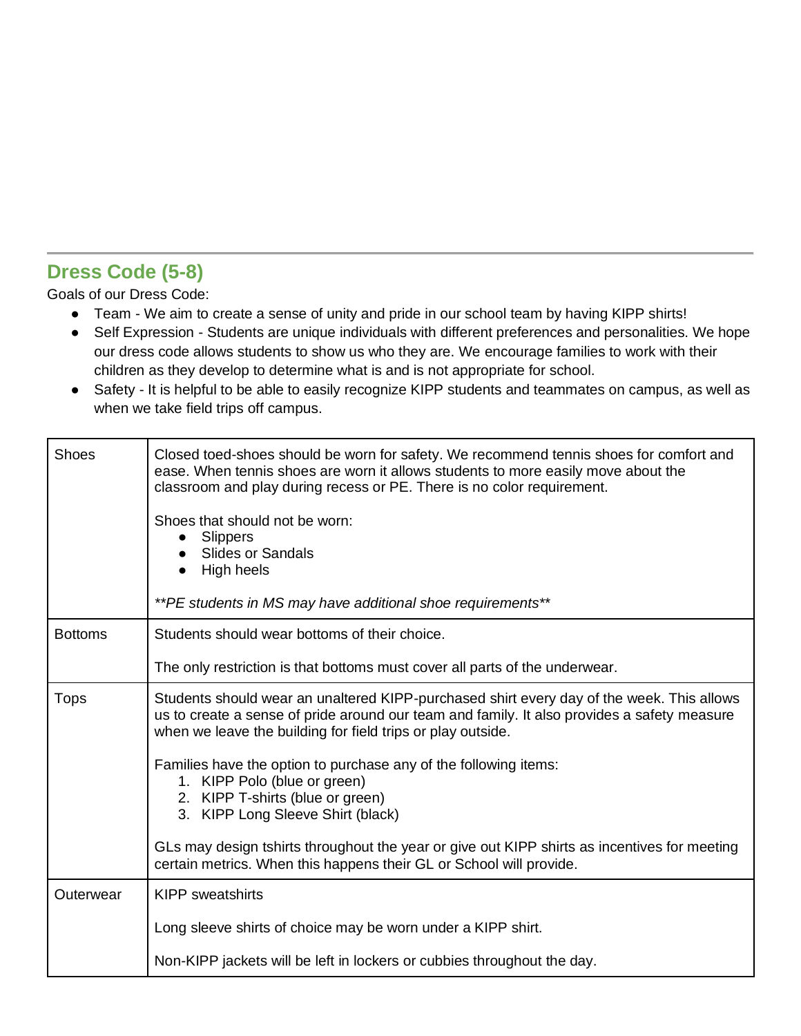## Dress Code (5-8)

Goals of our Dress Code:

- Team - We aim to create a sense of unity and pride in our school team by having KIPP shirts!
- Self Expression - Students are unique individuals with different preferences and personalities. We hope our dress code allows students to show us who they are. We encourage families to work with their children as they develop to determine what is and is not appropriate for school.
- Safety - It is helpful to be able to easily recognize KIPP students and teammates on campus, as well as when we take field trips off campus.

| | |
|---|---|
| Shoes | Closed toed-shoes should be worn for safety. We recommend tennis shoes for comfort and ease. When tennis shoes are worn it allows students to more easily move about the classroom and play during recess or PE. There is no color requirement.<br><br>Shoes that should not be worn:<br>• Slippers<br>• Slides or Sandals<br>• High heels<br><br>*\*\*PE students in MS may have additional shoe requirements\*\** |
| Bottoms | Students should wear bottoms of their choice.<br><br>The only restriction is that bottoms must cover all parts of the underwear. |
| Tops | Students should wear an unaltered KIPP-purchased shirt every day of the week. This allows us to create a sense of pride around our team and family. It also provides a safety measure when we leave the building for field trips or play outside.<br><br>Families have the option to purchase any of the following items:<br>1. KIPP Polo (blue or green)<br>2. KIPP T-shirts (blue or green)<br>3. KIPP Long Sleeve Shirt (black)<br><br>GLs may design tshirts throughout the year or give out KIPP shirts as incentives for meeting certain metrics. When this happens their GL or School will provide. |
| Outerwear | KIPP sweatshirts<br><br>Long sleeve shirts of choice may be worn under a KIPP shirt.<br><br>Non-KIPP jackets will be left in lockers or cubbies throughout the day. |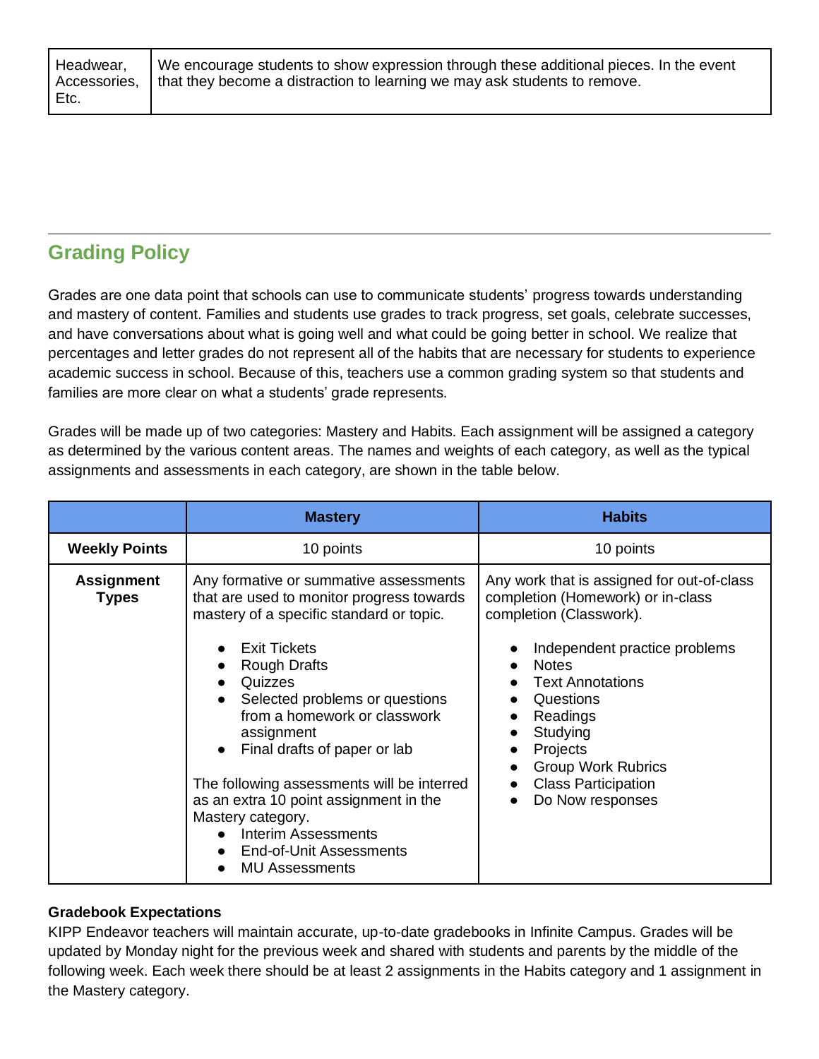| Headwear, Accessories, Etc. | We encourage students to show expression through these additional pieces. In the event that they become a distraction to learning we may ask students to remove. |
|---|---|

## Grading Policy

Grades are one data point that schools can use to communicate students' progress towards understanding and mastery of content. Families and students use grades to track progress, set goals, celebrate successes, and have conversations about what is going well and what could be going better in school. We realize that percentages and letter grades do not represent all of the habits that are necessary for students to experience academic success in school. Because of this, teachers use a common grading system so that students and families are more clear on what a students' grade represents.

Grades will be made up of two categories: Mastery and Habits. Each assignment will be assigned a category as determined by the various content areas. The names and weights of each category, as well as the typical assignments and assessments in each category, are shown in the table below.

| | **Mastery** | **Habits** |
|---|---|---|
| **Weekly Points** | 10 points | 10 points |
| **Assignment Types** | Any formative or summative assessments that are used to monitor progress towards mastery of a specific standard or topic.<br><br>• Exit Tickets<br>• Rough Drafts<br>• Quizzes<br>• Selected problems or questions from a homework or classwork assignment<br>• Final drafts of paper or lab<br><br>The following assessments will be interred as an extra 10 point assignment in the Mastery category.<br>• Interim Assessments<br>• End-of-Unit Assessments<br>• MU Assessments | Any work that is assigned for out-of-class completion (Homework) or in-class completion (Classwork).<br><br>• Independent practice problems<br>• Notes<br>• Text Annotations<br>• Questions<br>• Readings<br>• Studying<br>• Projects<br>• Group Work Rubrics<br>• Class Participation<br>• Do Now responses |

**Gradebook Expectations**

KIPP Endeavor teachers will maintain accurate, up-to-date gradebooks in Infinite Campus. Grades will be updated by Monday night for the previous week and shared with students and parents by the middle of the following week. Each week there should be at least 2 assignments in the Habits category and 1 assignment in the Mastery category.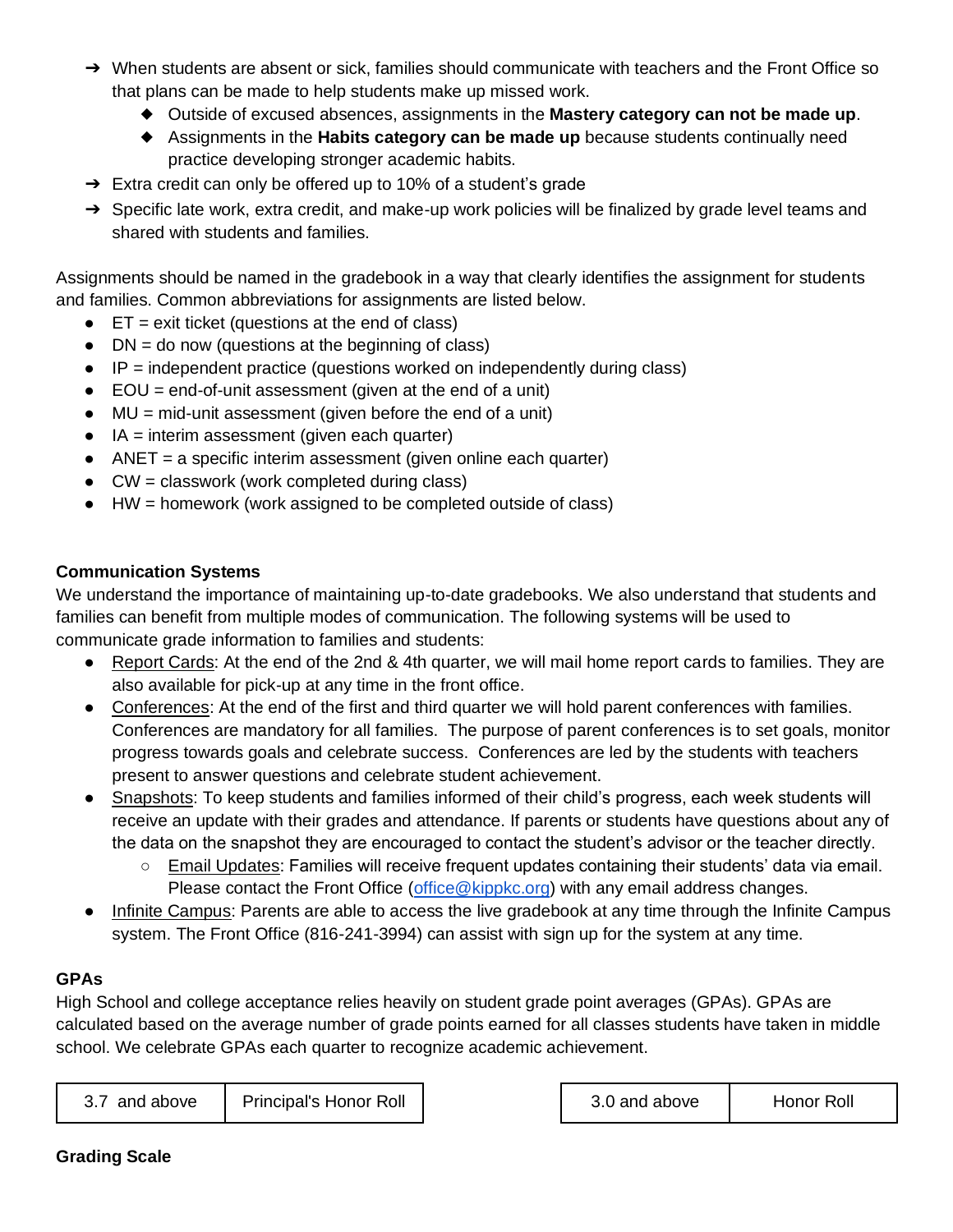- When students are absent or sick, families should communicate with teachers and the Front Office so that plans can be made to help students make up missed work.
  - Outside of excused absences, assignments in the **Mastery category can not be made up**.
  - Assignments in the **Habits category can be made up** because students continually need practice developing stronger academic habits.
- Extra credit can only be offered up to 10% of a student's grade
- Specific late work, extra credit, and make-up work policies will be finalized by grade level teams and shared with students and families.

Assignments should be named in the gradebook in a way that clearly identifies the assignment for students and families. Common abbreviations for assignments are listed below.

- ET = exit ticket (questions at the end of class)
- DN = do now (questions at the beginning of class)
- IP = independent practice (questions worked on independently during class)
- EOU = end-of-unit assessment (given at the end of a unit)
- MU = mid-unit assessment (given before the end of a unit)
- IA = interim assessment (given each quarter)
- ANET = a specific interim assessment (given online each quarter)
- CW = classwork (work completed during class)
- HW = homework (work assigned to be completed outside of class)

**Communication Systems**

We understand the importance of maintaining up-to-date gradebooks. We also understand that students and families can benefit from multiple modes of communication. The following systems will be used to communicate grade information to families and students:

- Report Cards: At the end of the 2nd & 4th quarter, we will mail home report cards to families. They are also available for pick-up at any time in the front office.
- Conferences: At the end of the first and third quarter we will hold parent conferences with families. Conferences are mandatory for all families. The purpose of parent conferences is to set goals, monitor progress towards goals and celebrate success. Conferences are led by the students with teachers present to answer questions and celebrate student achievement.
- Snapshots: To keep students and families informed of their child's progress, each week students will receive an update with their grades and attendance. If parents or students have questions about any of the data on the snapshot they are encouraged to contact the student's advisor or the teacher directly.
  - Email Updates: Families will receive frequent updates containing their students' data via email. Please contact the Front Office (office@kippkc.org) with any email address changes.
- Infinite Campus: Parents are able to access the live gradebook at any time through the Infinite Campus system. The Front Office (816-241-3994) can assist with sign up for the system at any time.

**GPAs**

High School and college acceptance relies heavily on student grade point averages (GPAs). GPAs are calculated based on the average number of grade points earned for all classes students have taken in middle school. We celebrate GPAs each quarter to recognize academic achievement.

| 3.7 and above | Principal's Honor Roll |
|---|---|

| 3.0 and above | Honor Roll |
|---|---|

**Grading Scale**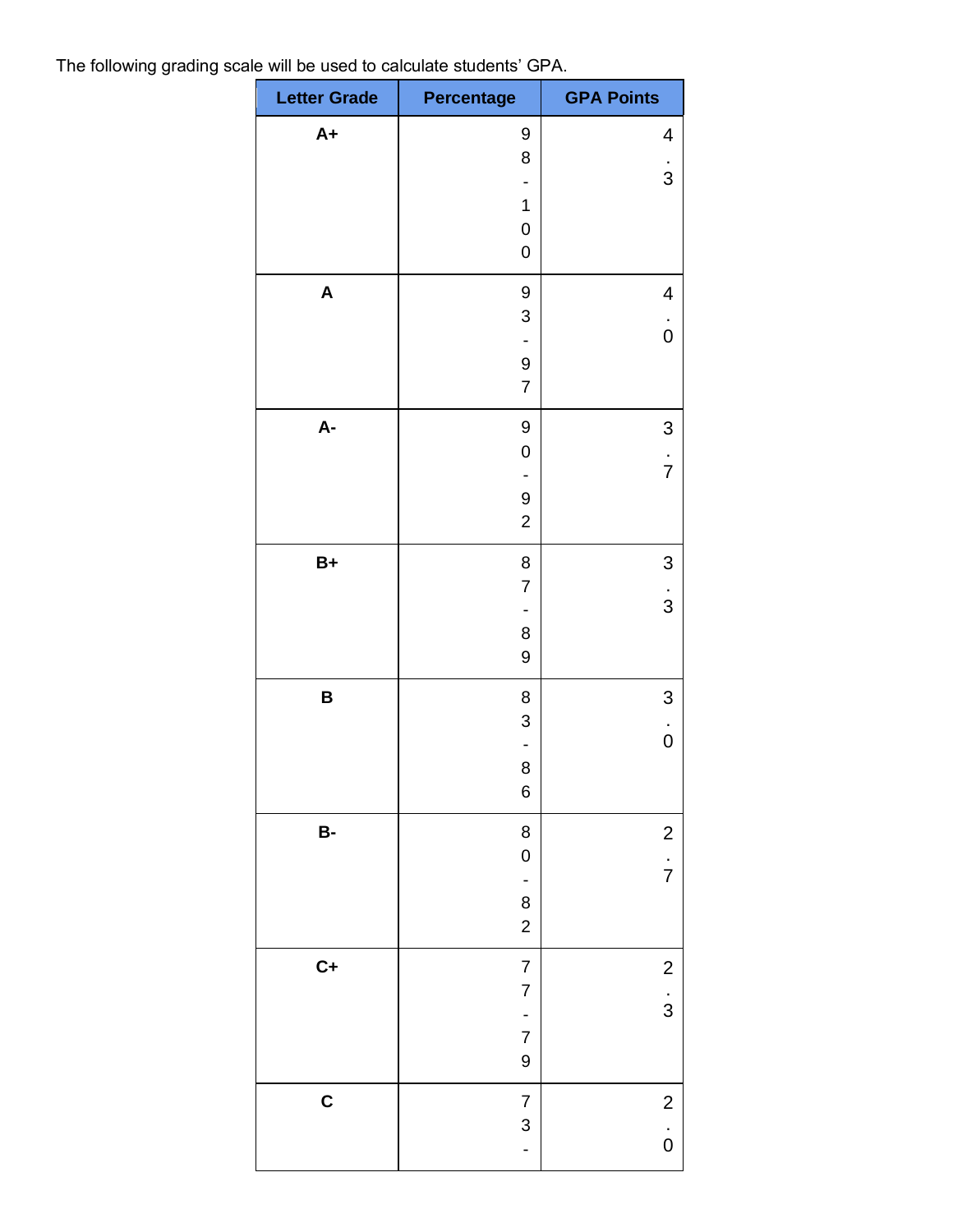The following grading scale will be used to calculate students' GPA.

| Letter Grade | Percentage | GPA Points |
|---|---|---|
| A+ | 98-100 | 4.3 |
| A | 93-97 | 4.0 |
| A- | 90-92 | 3.7 |
| B+ | 87-89 | 3.3 |
| B | 83-86 | 3.0 |
| B- | 80-82 | 2.7 |
| C+ | 77-79 | 2.3 |
| C | 73- | 2.0 |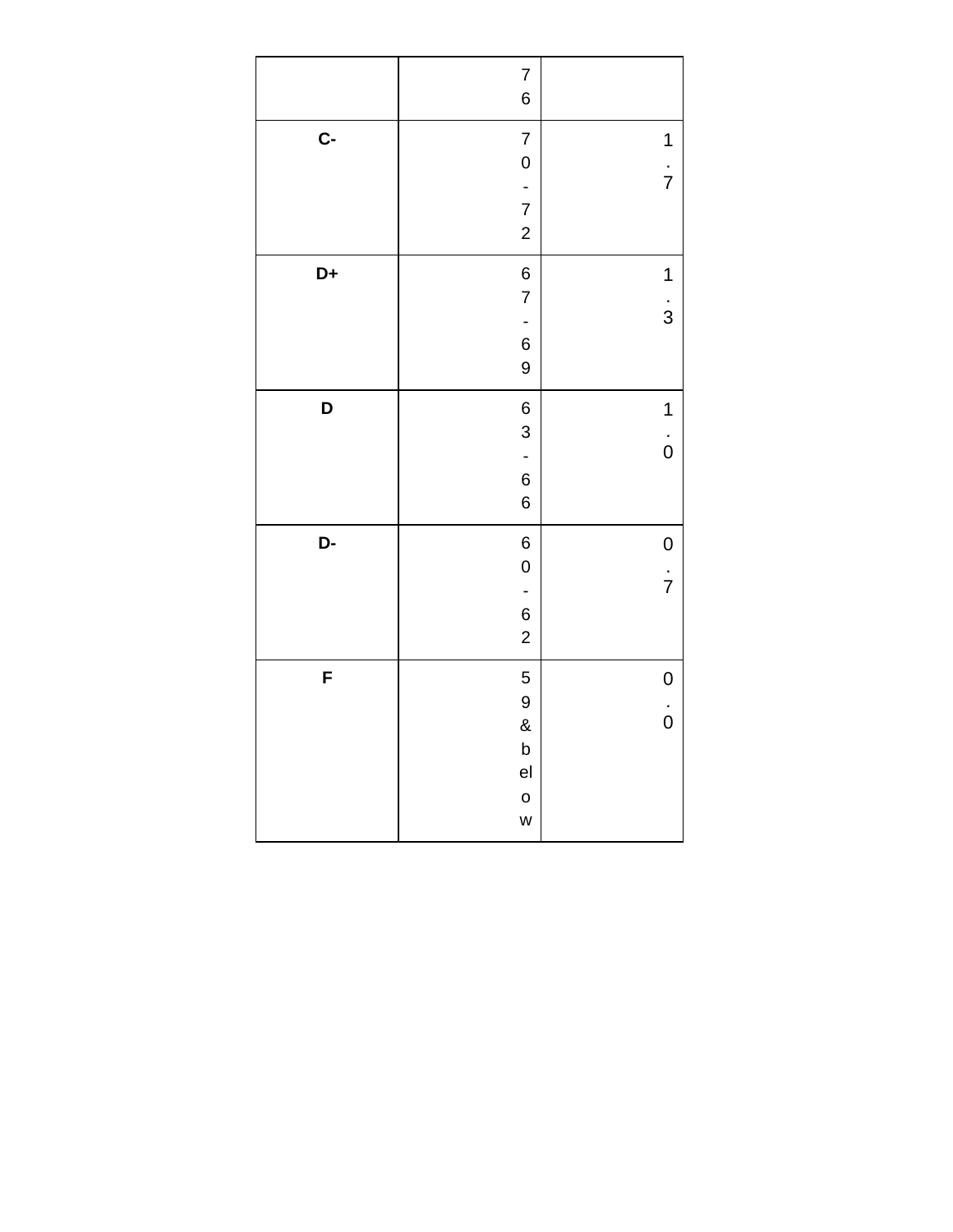| | | |
|---|---|---|
| | 76 | |
| **C-** | 70-72 | 1.7 |
| **D+** | 67-69 | 1.3 |
| **D** | 63-66 | 1.0 |
| **D-** | 60-62 | 0.7 |
| **F** | 59 & below | 0.0 |